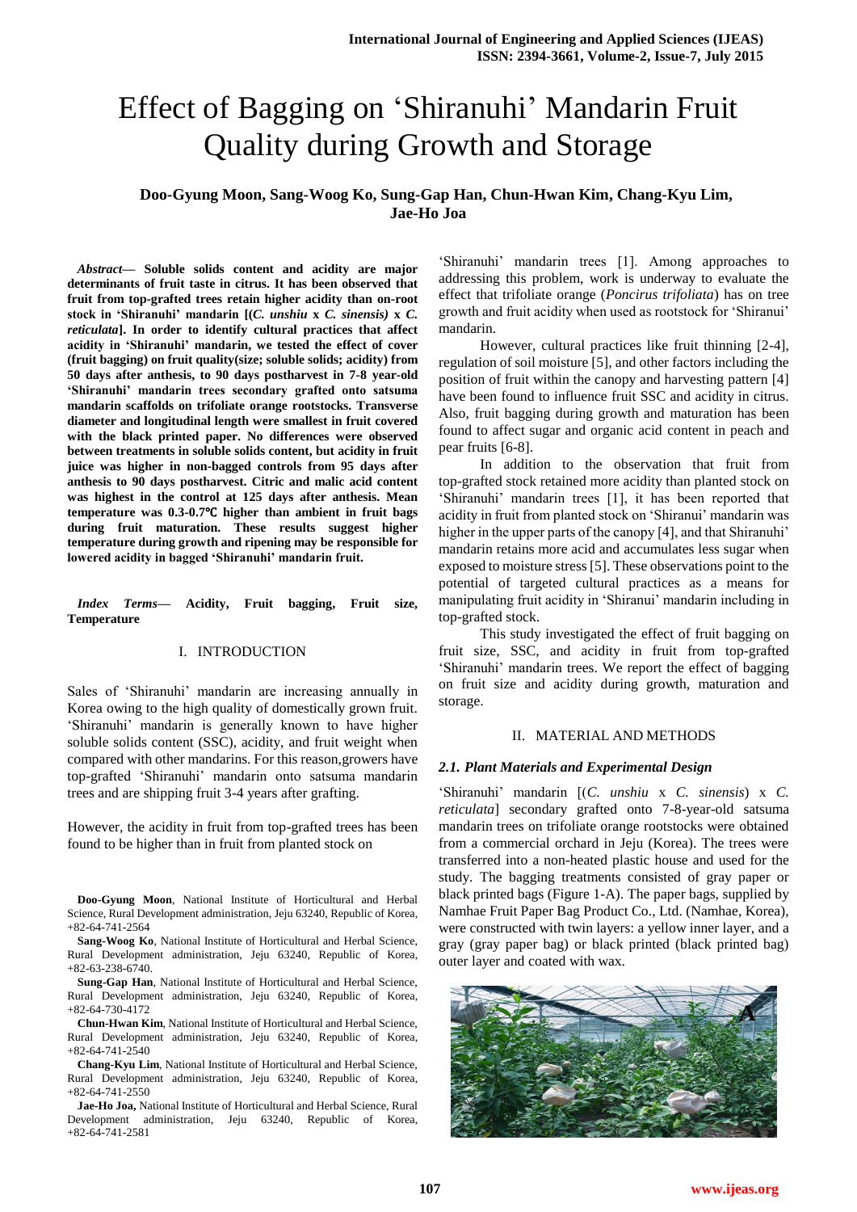# Effect of Bagging on 'Shiranuhi' Mandarin Fruit Quality during Growth and Storage

**Doo-Gyung Moon, Sang-Woog Ko, Sung-Gap Han, Chun-Hwan Kim, Chang-Kyu Lim, Jae-Ho Joa**

***Abstract*— Soluble solids content and acidity are major determinants of fruit taste in citrus. It has been observed that fruit from top-grafted trees retain higher acidity than on-root stock in 'Shiranuhi' mandarin [(*C. unshiu*) x *C. sinensis*) x *C. reticulata*]. In order to identify cultural practices that affect acidity in 'Shiranuhi' mandarin, we tested the effect of cover (fruit bagging) on fruit quality(size; soluble solids; acidity) from 50 days after anthesis, to 90 days postharvest in 7-8 year-old 'Shiranuhi' mandarin trees secondary grafted onto satsuma mandarin scaffolds on trifoliate orange rootstocks. Transverse diameter and longitudinal length were smallest in fruit covered with the black printed paper. No differences were observed between treatments in soluble solids content, but acidity in fruit juice was higher in non-bagged controls from 95 days after anthesis to 90 days postharvest. Citric and malic acid content was highest in the control at 125 days after anthesis. Mean temperature was 0.3-0.7℃ higher than ambient in fruit bags during fruit maturation. These results suggest higher temperature during growth and ripening may be responsible for lowered acidity in bagged 'Shiranuhi' mandarin fruit.**

***Index Terms*— Acidity, Fruit bagging, Fruit size, Temperature**

## I. INTRODUCTION

Sales of 'Shiranuhi' mandarin are increasing annually in Korea owing to the high quality of domestically grown fruit. 'Shiranuhi' mandarin is generally known to have higher soluble solids content (SSC), acidity, and fruit weight when compared with other mandarins. For this reason,growers have top-grafted 'Shiranuhi' mandarin onto satsuma mandarin trees and are shipping fruit 3-4 years after grafting.

However, the acidity in fruit from top-grafted trees has been found to be higher than in fruit from planted stock on 'Shiranuhi' mandarin trees [1]. Among approaches to addressing this problem, work is underway to evaluate the effect that trifoliate orange (*Poncirus trifoliata*) has on tree growth and fruit acidity when used as rootstock for 'Shiranui' mandarin.

However, cultural practices like fruit thinning [2-4], regulation of soil moisture [5], and other factors including the position of fruit within the canopy and harvesting pattern [4] have been found to influence fruit SSC and acidity in citrus. Also, fruit bagging during growth and maturation has been found to affect sugar and organic acid content in peach and pear fruits [6-8].

In addition to the observation that fruit from top-grafted stock retained more acidity than planted stock on 'Shiranuhi' mandarin trees [1], it has been reported that acidity in fruit from planted stock on 'Shiranui' mandarin was higher in the upper parts of the canopy [4], and that Shiranuhi' mandarin retains more acid and accumulates less sugar when exposed to moisture stress [5]. These observations point to the potential of targeted cultural practices as a means for manipulating fruit acidity in 'Shiranui' mandarin including in top-grafted stock.

This study investigated the effect of fruit bagging on fruit size, SSC, and acidity in fruit from top-grafted 'Shiranuhi' mandarin trees. We report the effect of bagging on fruit size and acidity during growth, maturation and storage.

## II. MATERIAL AND METHODS

### *2.1. Plant Materials and Experimental Design*

'Shiranuhi' mandarin [(*C. unshiu* x *C. sinensis*) x *C. reticulata*] secondary grafted onto 7-8-year-old satsuma mandarin trees on trifoliate orange rootstocks were obtained from a commercial orchard in Jeju (Korea). The trees were transferred into a non-heated plastic house and used for the study. The bagging treatments consisted of gray paper or black printed bags (Figure 1-A). The paper bags, supplied by Namhae Fruit Paper Bag Product Co., Ltd. (Namhae, Korea), were constructed with twin layers: a yellow inner layer, and a gray (gray paper bag) or black printed (black printed bag) outer layer and coated with wax.

---

**Doo-Gyung Moon**, National Institute of Horticultural and Herbal Science, Rural Development administration, Jeju 63240, Republic of Korea, +82-64-741-2564

**Sang-Woog Ko**, National Institute of Horticultural and Herbal Science, Rural Development administration, Jeju 63240, Republic of Korea, +82-63-238-6740.

**Sung-Gap Han**, National Institute of Horticultural and Herbal Science, Rural Development administration, Jeju 63240, Republic of Korea, +82-64-730-4172

**Chun-Hwan Kim**, National Institute of Horticultural and Herbal Science, Rural Development administration, Jeju 63240, Republic of Korea, +82-64-741-2540

**Chang-Kyu Lim**, National Institute of Horticultural and Herbal Science, Rural Development administration, Jeju 63240, Republic of Korea, +82-64-741-2550

**Jae-Ho Joa,** National Institute of Horticultural and Herbal Science, Rural Development administration, Jeju 63240, Republic of Korea, +82-64-741-2581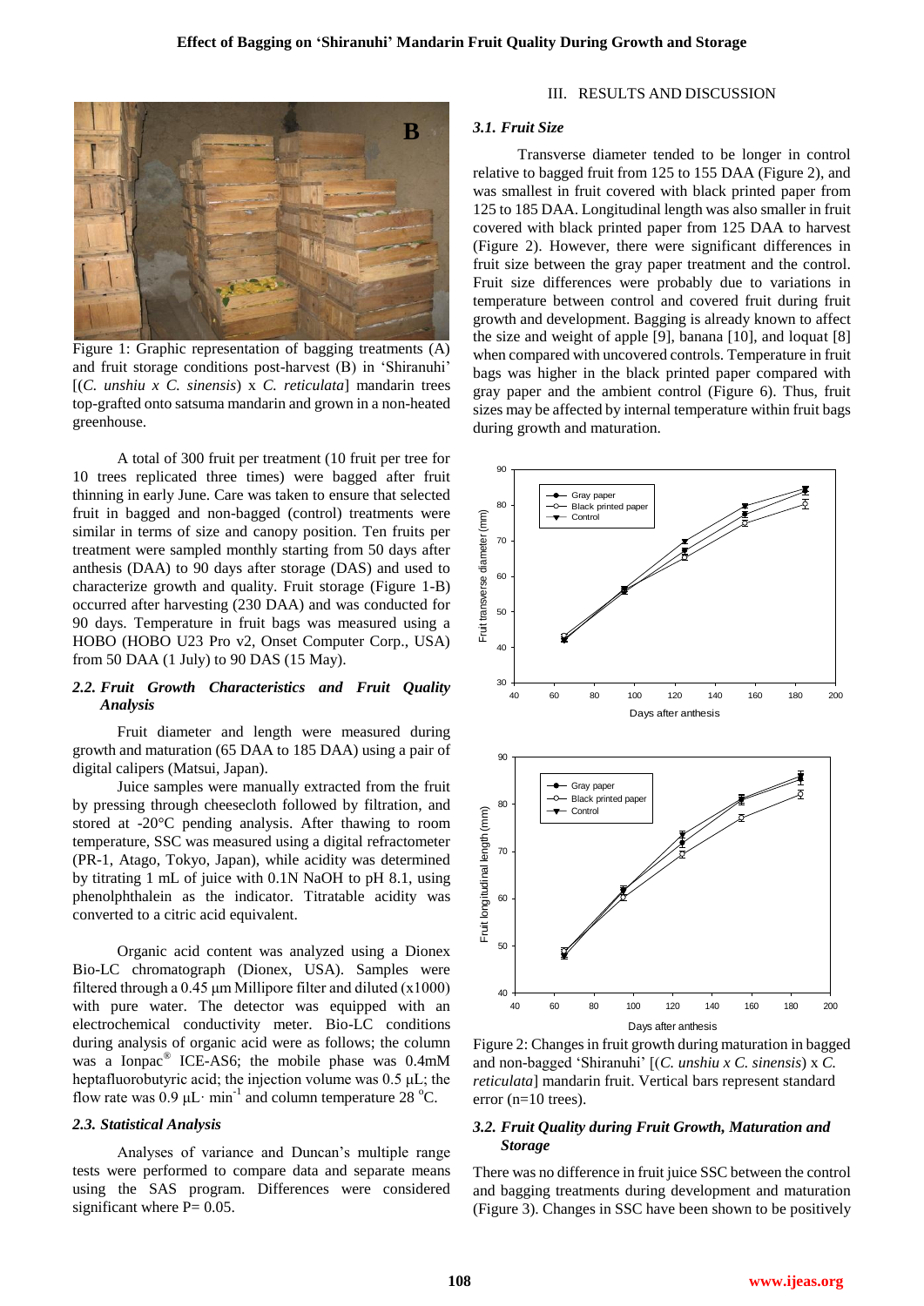Figure 1: Graphic representation of bagging treatments (A) and fruit storage conditions post-harvest (B) in 'Shiranuhi' [(*C. unshiu x C. sinensis*) x *C. reticulata*] mandarin trees top-grafted onto satsuma mandarin and grown in a non-heated greenhouse.

A total of 300 fruit per treatment (10 fruit per tree for 10 trees replicated three times) were bagged after fruit thinning in early June. Care was taken to ensure that selected fruit in bagged and non-bagged (control) treatments were similar in terms of size and canopy position. Ten fruits per treatment were sampled monthly starting from 50 days after anthesis (DAA) to 90 days after storage (DAS) and used to characterize growth and quality. Fruit storage (Figure 1-B) occurred after harvesting (230 DAA) and was conducted for 90 days. Temperature in fruit bags was measured using a HOBO (HOBO U23 Pro v2, Onset Computer Corp., USA) from 50 DAA (1 July) to 90 DAS (15 May).

### *2.2. Fruit Growth Characteristics and Fruit Quality Analysis*

Fruit diameter and length were measured during growth and maturation (65 DAA to 185 DAA) using a pair of digital calipers (Matsui, Japan).

Juice samples were manually extracted from the fruit by pressing through cheesecloth followed by filtration, and stored at -20°C pending analysis. After thawing to room temperature, SSC was measured using a digital refractometer (PR-1, Atago, Tokyo, Japan), while acidity was determined by titrating 1 mL of juice with 0.1N NaOH to pH 8.1, using phenolphthalein as the indicator. Titratable acidity was converted to a citric acid equivalent.

Organic acid content was analyzed using a Dionex Bio-LC chromatograph (Dionex, USA). Samples were filtered through a 0.45 μm Millipore filter and diluted (x1000) with pure water. The detector was equipped with an electrochemical conductivity meter. Bio-LC conditions during analysis of organic acid were as follows; the column was a Ionpac® ICE-AS6; the mobile phase was 0.4mM heptafluorobutyric acid; the injection volume was 0.5 μL; the flow rate was 0.9 $\mu L \cdot min^{-1}$ and column temperature 28 °C.

### *2.3. Statistical Analysis*

Analyses of variance and Duncan's multiple range tests were performed to compare data and separate means using the SAS program. Differences were considered significant where P= 0.05.

## III. RESULTS AND DISCUSSION

### *3.1. Fruit Size*

Transverse diameter tended to be longer in control relative to bagged fruit from 125 to 155 DAA (Figure 2), and was smallest in fruit covered with black printed paper from 125 to 185 DAA. Longitudinal length was also smaller in fruit covered with black printed paper from 125 DAA to harvest (Figure 2). However, there were significant differences in fruit size between the gray paper treatment and the control. Fruit size differences were probably due to variations in temperature between control and covered fruit during fruit growth and development. Bagging is already known to affect the size and weight of apple [9], banana [10], and loquat [8] when compared with uncovered controls. Temperature in fruit bags was higher in the black printed paper compared with gray paper and the ambient control (Figure 6). Thus, fruit sizes may be affected by internal temperature within fruit bags during growth and maturation.

Figure 2: Changes in fruit growth during maturation in bagged and non-bagged 'Shiranuhi' [(*C. unshiu x C. sinensis*) x *C. reticulata*] mandarin fruit. Vertical bars represent standard error (n=10 trees).

### *3.2. Fruit Quality during Fruit Growth, Maturation and Storage*

There was no difference in fruit juice SSC between the control and bagging treatments during development and maturation (Figure 3). Changes in SSC have been shown to be positively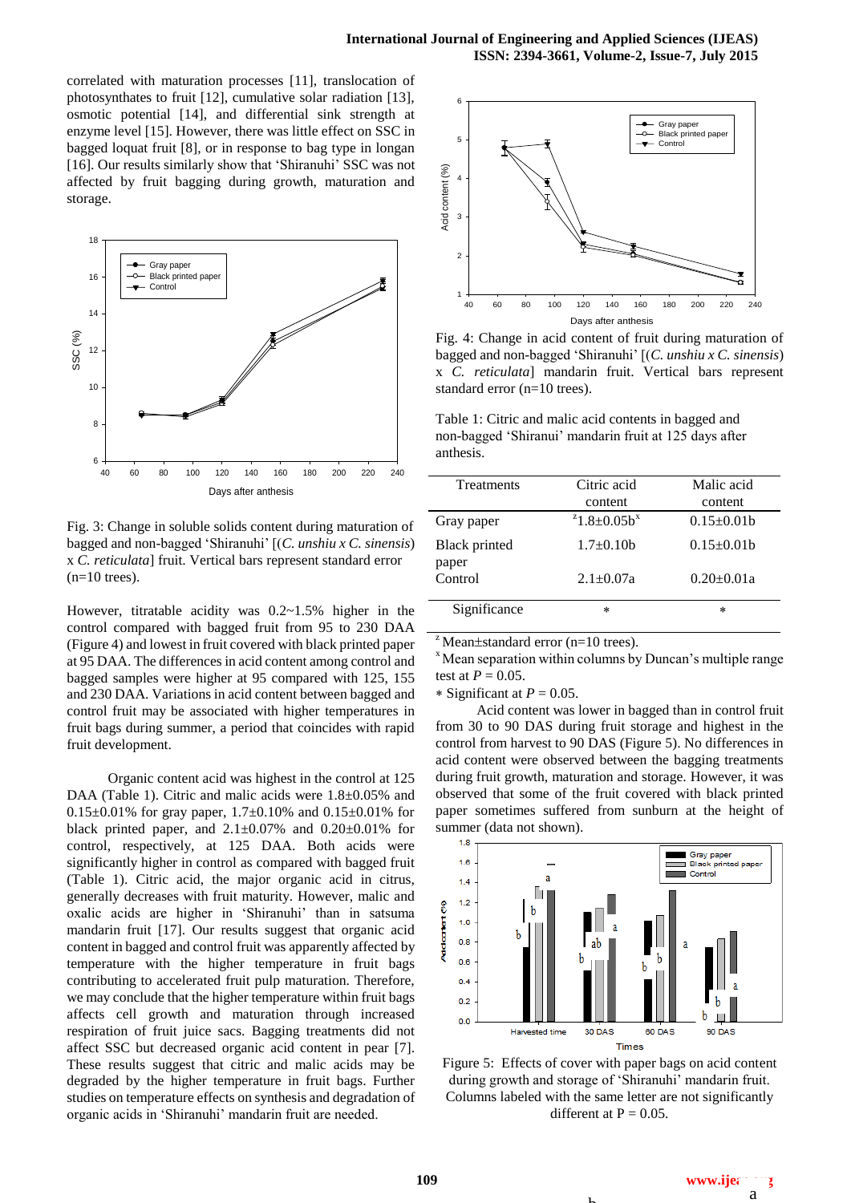correlated with maturation processes [11], translocation of photosynthates to fruit [12], cumulative solar radiation [13], osmotic potential [14], and differential sink strength at enzyme level [15]. However, there was little effect on SSC in bagged loquat fruit [8], or in response to bag type in longan [16]. Our results similarly show that 'Shiranuhi' SSC was not affected by fruit bagging during growth, maturation and storage.

Fig. 3: Change in soluble solids content during maturation of bagged and non-bagged 'Shiranuhi' [(*C. unshiu x C. sinensis*) x *C. reticulata*] fruit. Vertical bars represent standard error (n=10 trees).

However, titratable acidity was 0.2~1.5% higher in the control compared with bagged fruit from 95 to 230 DAA (Figure 4) and lowest in fruit covered with black printed paper at 95 DAA. The differences in acid content among control and bagged samples were higher at 95 compared with 125, 155 and 230 DAA. Variations in acid content between bagged and control fruit may be associated with higher temperatures in fruit bags during summer, a period that coincides with rapid fruit development.

Organic content acid was highest in the control at 125 DAA (Table 1). Citric and malic acids were 1.8±0.05% and 0.15±0.01% for gray paper, 1.7±0.10% and 0.15±0.01% for black printed paper, and 2.1±0.07% and 0.20±0.01% for control, respectively, at 125 DAA. Both acids were significantly higher in control as compared with bagged fruit (Table 1). Citric acid, the major organic acid in citrus, generally decreases with fruit maturity. However, malic and oxalic acids are higher in 'Shiranuhi' than in satsuma mandarin fruit [17]. Our results suggest that organic acid content in bagged and control fruit was apparently affected by temperature with the higher temperature in fruit bags contributing to accelerated fruit pulp maturation. Therefore, we may conclude that the higher temperature within fruit bags affects cell growth and maturation through increased respiration of fruit juice sacs. Bagging treatments did not affect SSC but decreased organic acid content in pear [7]. These results suggest that citric and malic acids may be degraded by the higher temperature in fruit bags. Further studies on temperature effects on synthesis and degradation of organic acids in 'Shiranuhi' mandarin fruit are needed.

Fig. 4: Change in acid content of fruit during maturation of bagged and non-bagged 'Shiranuhi' [(*C. unshiu x C. sinensis*) x *C. reticulata*] mandarin fruit. Vertical bars represent standard error (n=10 trees).

Table 1: Citric and malic acid contents in bagged and non-bagged 'Shiranui' mandarin fruit at 125 days after anthesis.

| Treatments | Citric acid content | Malic acid content |
|---|---|---|
| Gray paper | [z]1.8±0.05b[x] | 0.15±0.01b |
| Black printed paper | 1.7±0.10b | 0.15±0.01b |
| Control | 2.1±0.07a | 0.20±0.01a |
| Significance | * | * |

[z] Mean±standard error (n=10 trees).
[x] Mean separation within columns by Duncan's multiple range test at $P$ = 0.05.
* Significant at $P$ = 0.05.

Acid content was lower in bagged than in control fruit from 30 to 90 DAS during fruit storage and highest in the control from harvest to 90 DAS (Figure 5). No differences in acid content were observed between the bagging treatments during fruit growth, maturation and storage. However, it was observed that some of the fruit covered with black printed paper sometimes suffered from sunburn at the height of summer (data not shown).

Figure 5: Effects of cover with paper bags on acid content during growth and storage of 'Shiranuhi' mandarin fruit. Columns labeled with the same letter are not significantly different at P = 0.05.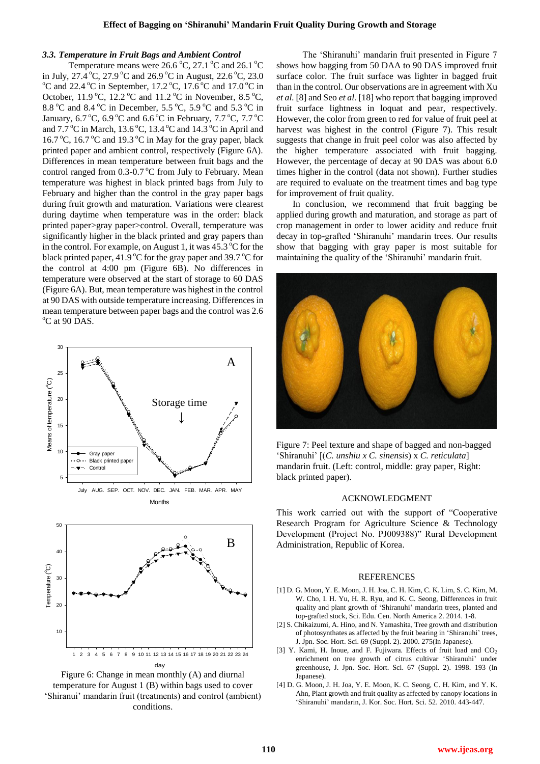### 3.3. Temperature in Fruit Bags and Ambient Control

Temperature means were 26.6 °C, 27.1 °C and 26.1 °C in July, 27.4 °C, 27.9 °C and 26.9 °C in August, 22.6 °C, 23.0 °C and 22.4 °C in September, 17.2 °C, 17.6 °C and 17.0 °C in October, 11.9 °C, 12.2 °C and 11.2 °C in November, 8.5 °C, 8.8 °C and 8.4 °C in December, 5.5 °C, 5.9 °C and 5.3 °C in January, 6.7 °C, 6.9 °C and 6.6 °C in February, 7.7 °C, 7.7 °C and 7.7 °C in March, 13.6 °C, 13.4 °C and 14.3 °C in April and 16.7 °C, 16.7 °C and 19.3 °C in May for the gray paper, black printed paper and ambient control, respectively (Figure 6A). Differences in mean temperature between fruit bags and the control ranged from 0.3-0.7 °C from July to February. Mean temperature was highest in black printed bags from July to February and higher than the control in the gray paper bags during fruit growth and maturation. Variations were clearest during daytime when temperature was in the order: black printed paper>gray paper>control. Overall, temperature was significantly higher in the black printed and gray papers than in the control. For example, on August 1, it was 45.3 °C for the black printed paper, 41.9 °C for the gray paper and 39.7 °C for the control at 4:00 pm (Figure 6B). No differences in temperature were observed at the start of storage to 60 DAS (Figure 6A). But, mean temperature was highest in the control at 90 DAS with outside temperature increasing. Differences in mean temperature between paper bags and the control was 2.6 °C at 90 DAS.

Figure 6: Change in mean monthly (A) and diurnal temperature for August 1 (B) within bags used to cover 'Shiranui' mandarin fruit (treatments) and control (ambient) conditions.

The 'Shiranuhi' mandarin fruit presented in Figure 7 shows how bagging from 50 DAA to 90 DAS improved fruit surface color. The fruit surface was lighter in bagged fruit than in the control. Our observations are in agreement with Xu *et al.* [8] and Seo *et al.* [18] who report that bagging improved fruit surface lightness in loquat and pear, respectively. However, the color from green to red for value of fruit peel at harvest was highest in the control (Figure 7). This result suggests that change in fruit peel color was also affected by the higher temperature associated with fruit bagging. However, the percentage of decay at 90 DAS was about 6.0 times higher in the control (data not shown). Further studies are required to evaluate on the treatment times and bag type for improvement of fruit quality.

In conclusion, we recommend that fruit bagging be applied during growth and maturation, and storage as part of crop management in order to lower acidity and reduce fruit decay in top-grafted 'Shiranuhi' mandarin trees. Our results show that bagging with gray paper is most suitable for maintaining the quality of the 'Shiranuhi' mandarin fruit.

Figure 7: Peel texture and shape of bagged and non-bagged 'Shiranuhi' [(*C. unshiu x C. sinensis*) x *C. reticulata*] mandarin fruit. (Left: control, middle: gray paper, Right: black printed paper).

## ACKNOWLEDGMENT

This work carried out with the support of "Cooperative Research Program for Agriculture Science & Technology Development (Project No. PJ009388)" Rural Development Administration, Republic of Korea.

## REFERENCES

[1] D. G. Moon, Y. E. Moon, J. H. Joa, C. H. Kim, C. K. Lim, S. C. Kim, M. W. Cho, I. H. Yu, H. R. Ryu, and K. C. Seong, Differences in fruit quality and plant growth of 'Shiranuhi' mandarin trees, planted and top-grafted stock, Sci. Edu. Cen. North America 2. 2014. 1-8.

[2] S. Chikaizumi, A. Hino, and N. Yamashita, Tree growth and distribution of photosynthates as affected by the fruit bearing in 'Shiranuhi' trees, J. Jpn. Soc. Hort. Sci. 69 (Suppl. 2). 2000. 275(In Japanese).

[3] Y. Kami, H. Inoue, and F. Fujiwara. Effects of fruit load and $CO_2$ enrichment on tree growth of citrus cultivar 'Shiranuhi' under greenhouse, J. Jpn. Soc. Hort. Sci. 67 (Suppl. 2). 1998. 193 (In Japanese).

[4] D. G. Moon, J. H. Joa, Y. E. Moon, K. C. Seong, C. H. Kim, and Y. K. Ahn, Plant growth and fruit quality as affected by canopy locations in 'Shiranuhi' mandarin, J. Kor. Soc. Hort. Sci. 52. 2010. 443-447.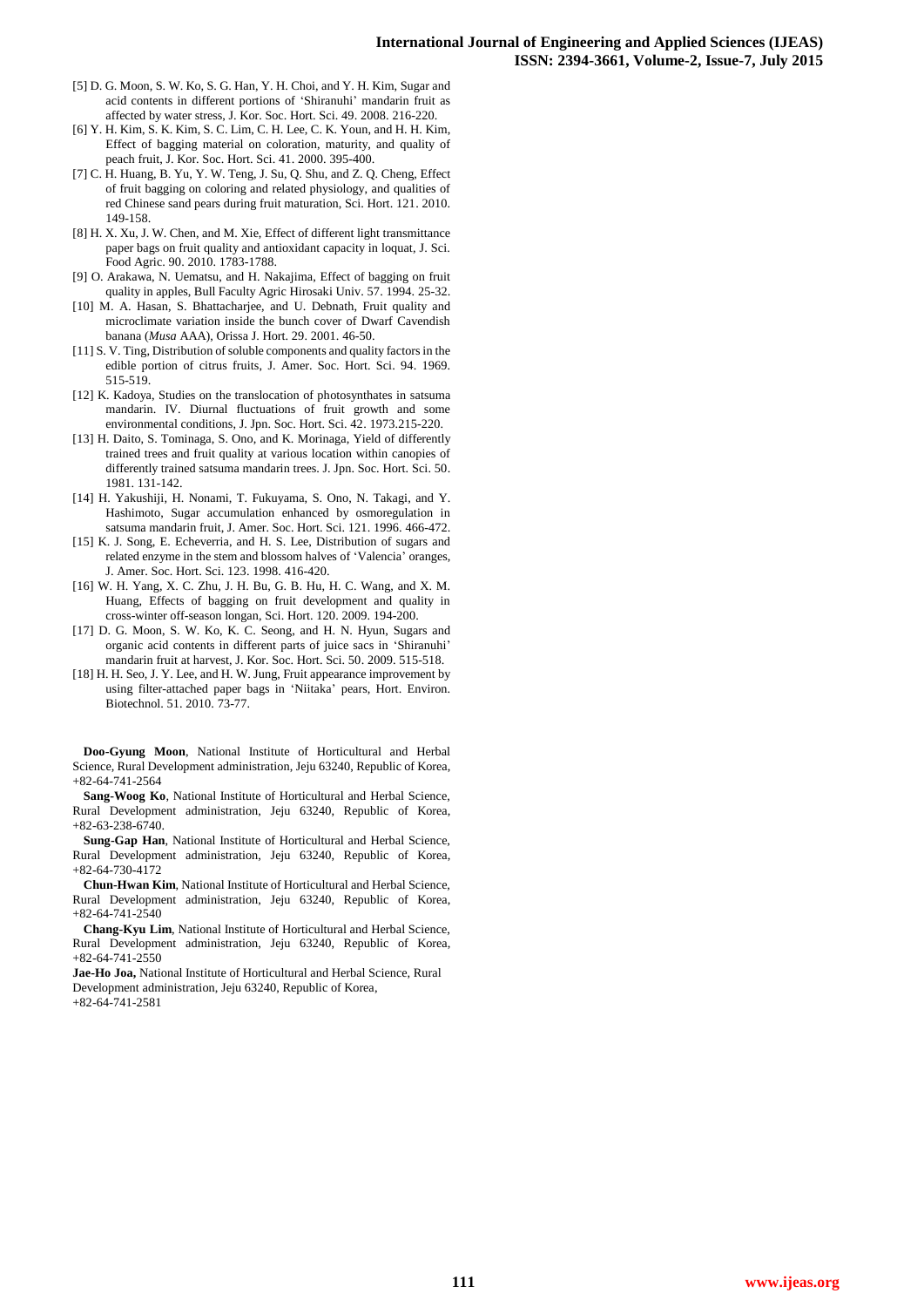[5] D. G. Moon, S. W. Ko, S. G. Han, Y. H. Choi, and Y. H. Kim, Sugar and acid contents in different portions of 'Shiranuhi' mandarin fruit as affected by water stress, J. Kor. Soc. Hort. Sci. 49. 2008. 216-220.

[6] Y. H. Kim, S. K. Kim, S. C. Lim, C. H. Lee, C. K. Youn, and H. H. Kim, Effect of bagging material on coloration, maturity, and quality of peach fruit, J. Kor. Soc. Hort. Sci. 41. 2000. 395-400.

[7] C. H. Huang, B. Yu, Y. W. Teng, J. Su, Q. Shu, and Z. Q. Cheng, Effect of fruit bagging on coloring and related physiology, and qualities of red Chinese sand pears during fruit maturation, Sci. Hort. 121. 2010. 149-158.

[8] H. X. Xu, J. W. Chen, and M. Xie, Effect of different light transmittance paper bags on fruit quality and antioxidant capacity in loquat, J. Sci. Food Agric. 90. 2010. 1783-1788.

[9] O. Arakawa, N. Uematsu, and H. Nakajima, Effect of bagging on fruit quality in apples, Bull Faculty Agric Hirosaki Univ. 57. 1994. 25-32.

[10] M. A. Hasan, S. Bhattacharjee, and U. Debnath, Fruit quality and microclimate variation inside the bunch cover of Dwarf Cavendish banana (*Musa* AAA), Orissa J. Hort. 29. 2001. 46-50.

[11] S. V. Ting, Distribution of soluble components and quality factors in the edible portion of citrus fruits, J. Amer. Soc. Hort. Sci. 94. 1969. 515-519.

[12] K. Kadoya, Studies on the translocation of photosynthates in satsuma mandarin. IV. Diurnal fluctuations of fruit growth and some environmental conditions, J. Jpn. Soc. Hort. Sci. 42. 1973.215-220.

[13] H. Daito, S. Tominaga, S. Ono, and K. Morinaga, Yield of differently trained trees and fruit quality at various location within canopies of differently trained satsuma mandarin trees. J. Jpn. Soc. Hort. Sci. 50. 1981. 131-142.

[14] H. Yakushiji, H. Nonami, T. Fukuyama, S. Ono, N. Takagi, and Y. Hashimoto, Sugar accumulation enhanced by osmoregulation in satsuma mandarin fruit, J. Amer. Soc. Hort. Sci. 121. 1996. 466-472.

[15] K. J. Song, E. Echeverria, and H. S. Lee, Distribution of sugars and related enzyme in the stem and blossom halves of 'Valencia' oranges, J. Amer. Soc. Hort. Sci. 123. 1998. 416-420.

[16] W. H. Yang, X. C. Zhu, J. H. Bu, G. B. Hu, H. C. Wang, and X. M. Huang, Effects of bagging on fruit development and quality in cross-winter off-season longan, Sci. Hort. 120. 2009. 194-200.

[17] D. G. Moon, S. W. Ko, K. C. Seong, and H. N. Hyun, Sugars and organic acid contents in different parts of juice sacs in 'Shiranuhi' mandarin fruit at harvest, J. Kor. Soc. Hort. Sci. 50. 2009. 515-518.

[18] H. H. Seo, J. Y. Lee, and H. W. Jung, Fruit appearance improvement by using filter-attached paper bags in 'Niitaka' pears, Hort. Environ. Biotechnol. 51. 2010. 73-77.

**Doo-Gyung Moon**, National Institute of Horticultural and Herbal Science, Rural Development administration, Jeju 63240, Republic of Korea, +82-64-741-2564

**Sang-Woog Ko**, National Institute of Horticultural and Herbal Science, Rural Development administration, Jeju 63240, Republic of Korea, +82-63-238-6740.

**Sung-Gap Han**, National Institute of Horticultural and Herbal Science, Rural Development administration, Jeju 63240, Republic of Korea, +82-64-730-4172

**Chun-Hwan Kim**, National Institute of Horticultural and Herbal Science, Rural Development administration, Jeju 63240, Republic of Korea, +82-64-741-2540

**Chang-Kyu Lim**, National Institute of Horticultural and Herbal Science, Rural Development administration, Jeju 63240, Republic of Korea, +82-64-741-2550

**Jae-Ho Joa,** National Institute of Horticultural and Herbal Science, Rural Development administration, Jeju 63240, Republic of Korea, +82-64-741-2581